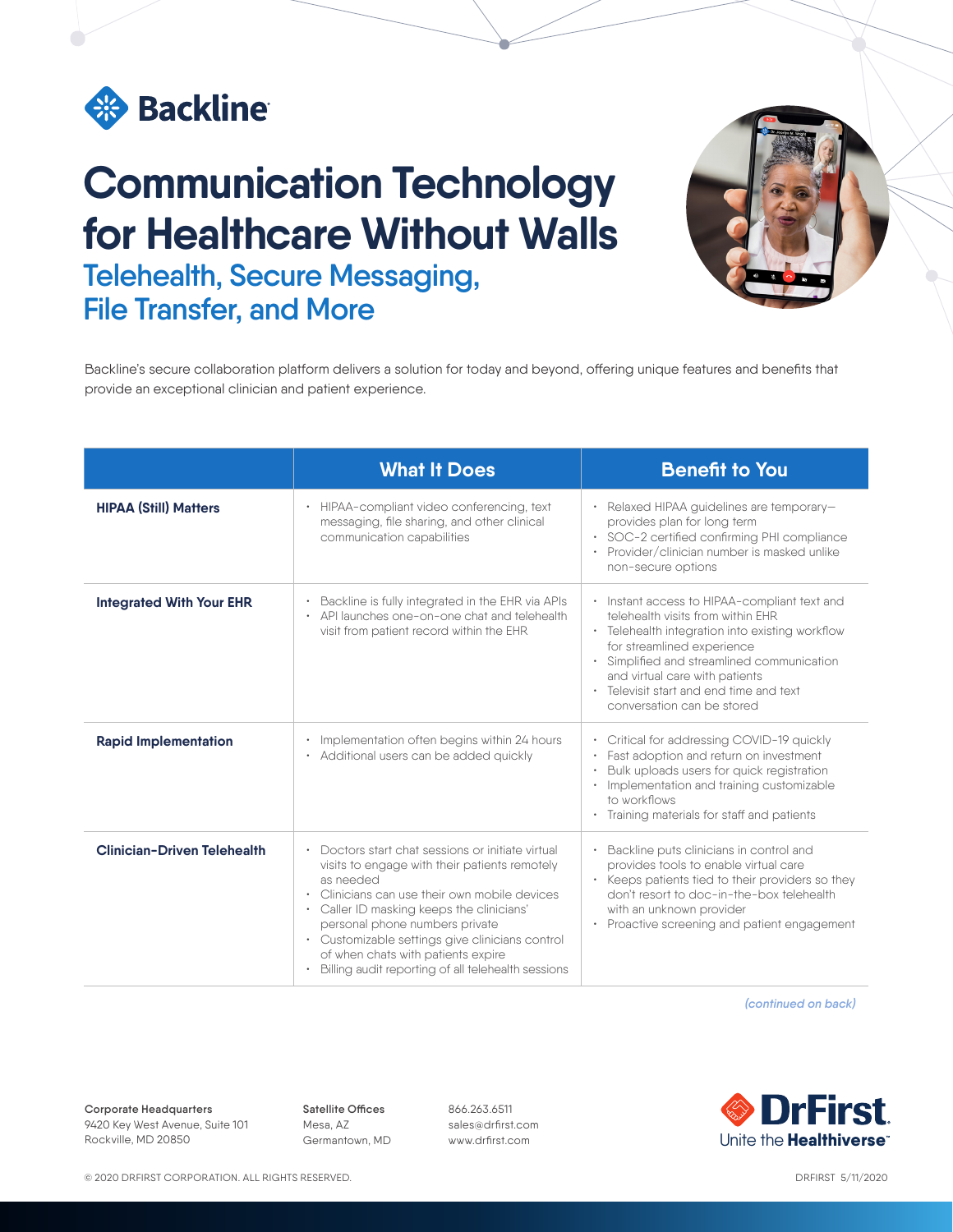Backline

# Communication Technology for Healthcare Without Walls

## Telehealth, Secure Messaging, File Transfer, and More

Backline's secure collaboration platform delivers a solution for today and beyond, offering unique features and benefits that provide an exceptional clinician and patient experience.

| | What It Does | Benefit to You |
|---|---|---|
| **HIPAA (Still) Matters** | • HIPAA-compliant video conferencing, text messaging, file sharing, and other clinical communication capabilities | • Relaxed HIPAA guidelines are temporary—provides plan for long term<br>• SOC-2 certified confirming PHI compliance<br>• Provider/clinician number is masked unlike non-secure options |
| **Integrated With Your EHR** | • Backline is fully integrated in the EHR via APIs<br>• API launches one-on-one chat and telehealth visit from patient record within the EHR | • Instant access to HIPAA-compliant text and telehealth visits from within EHR<br>• Telehealth integration into existing workflow for streamlined experience<br>• Simplified and streamlined communication and virtual care with patients<br>• Televisit start and end time and text conversation can be stored |
| **Rapid Implementation** | • Implementation often begins within 24 hours<br>• Additional users can be added quickly | • Critical for addressing COVID-19 quickly<br>• Fast adoption and return on investment<br>• Bulk uploads users for quick registration<br>• Implementation and training customizable to workflows<br>• Training materials for staff and patients |
| **Clinician-Driven Telehealth** | • Doctors start chat sessions or initiate virtual visits to engage with their patients remotely as needed<br>• Clinicians can use their own mobile devices<br>• Caller ID masking keeps the clinicians' personal phone numbers private<br>• Customizable settings give clinicians control of when chats with patients expire<br>• Billing audit reporting of all telehealth sessions | • Backline puts clinicians in control and provides tools to enable virtual care<br>• Keeps patients tied to their providers so they don't resort to doc-in-the-box telehealth with an unknown provider<br>• Proactive screening and patient engagement |

*(continued on back)*

**Corporate Headquarters**
9420 Key West Avenue, Suite 101
Rockville, MD 20850

**Satellite Offices**
Mesa, AZ
Germantown, MD

866.263.6511
sales@drfirst.com
www.drfirst.com

DrFirst
Unite the **Healthiverse**™

© 2020 DRFIRST CORPORATION. ALL RIGHTS RESERVED.

DRFIRST 5/11/2020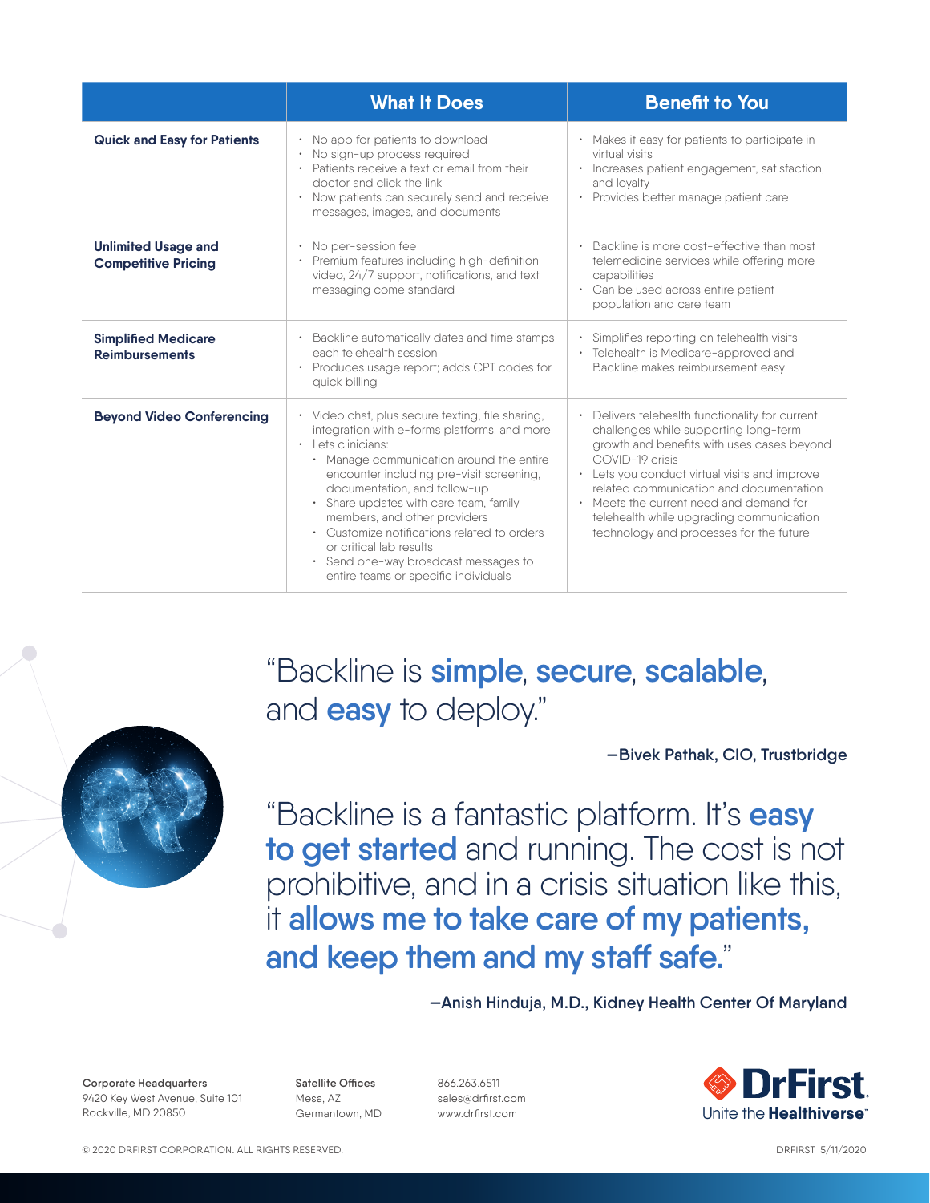| | What It Does | Benefit to You |
|---|---|---|
| **Quick and Easy for Patients** | • No app for patients to download<br>• No sign-up process required<br>• Patients receive a text or email from their doctor and click the link<br>• Now patients can securely send and receive messages, images, and documents | • Makes it easy for patients to participate in virtual visits<br>• Increases patient engagement, satisfaction, and loyalty<br>• Provides better manage patient care |
| **Unlimited Usage and Competitive Pricing** | • No per-session fee<br>• Premium features including high-definition video, 24/7 support, notifications, and text messaging come standard | • Backline is more cost-effective than most telemedicine services while offering more capabilities<br>• Can be used across entire patient population and care team |
| **Simplified Medicare Reimbursements** | • Backline automatically dates and time stamps each telehealth session<br>• Produces usage report; adds CPT codes for quick billing | • Simplifies reporting on telehealth visits<br>• Telehealth is Medicare-approved and Backline makes reimbursement easy |
| **Beyond Video Conferencing** | • Video chat, plus secure texting, file sharing, integration with e-forms platforms, and more<br>• Lets clinicians:<br>  ◦ Manage communication around the entire encounter including pre-visit screening, documentation, and follow-up<br>  ◦ Share updates with care team, family members, and other providers<br>  ◦ Customize notifications related to orders or critical lab results<br>  ◦ Send one-way broadcast messages to entire teams or specific individuals | • Delivers telehealth functionality for current challenges while supporting long-term growth and benefits with uses cases beyond COVID-19 crisis<br>• Lets you conduct virtual visits and improve related communication and documentation<br>• Meets the current need and demand for telehealth while upgrading communication technology and processes for the future |

"Backline is **simple**, **secure**, **scalable**, and **easy** to deploy."

**—Bivek Pathak, CIO, Trustbridge**

"Backline is a fantastic platform. It's **easy to get started** and running. The cost is not prohibitive, and in a crisis situation like this, it **allows me to take care of my patients, and keep them and my staff safe.**"

**—Anish Hinduja, M.D., Kidney Health Center Of Maryland**

**Corporate Headquarters**
9420 Key West Avenue, Suite 101
Rockville, MD 20850

**Satellite Offices**
Mesa, AZ
Germantown, MD

866.263.6511
sales@drfirst.com
www.drfirst.com

**DrFirst**
Unite the **Healthiverse**™

© 2020 DRFIRST CORPORATION. ALL RIGHTS RESERVED.

DRFIRST 5/11/2020